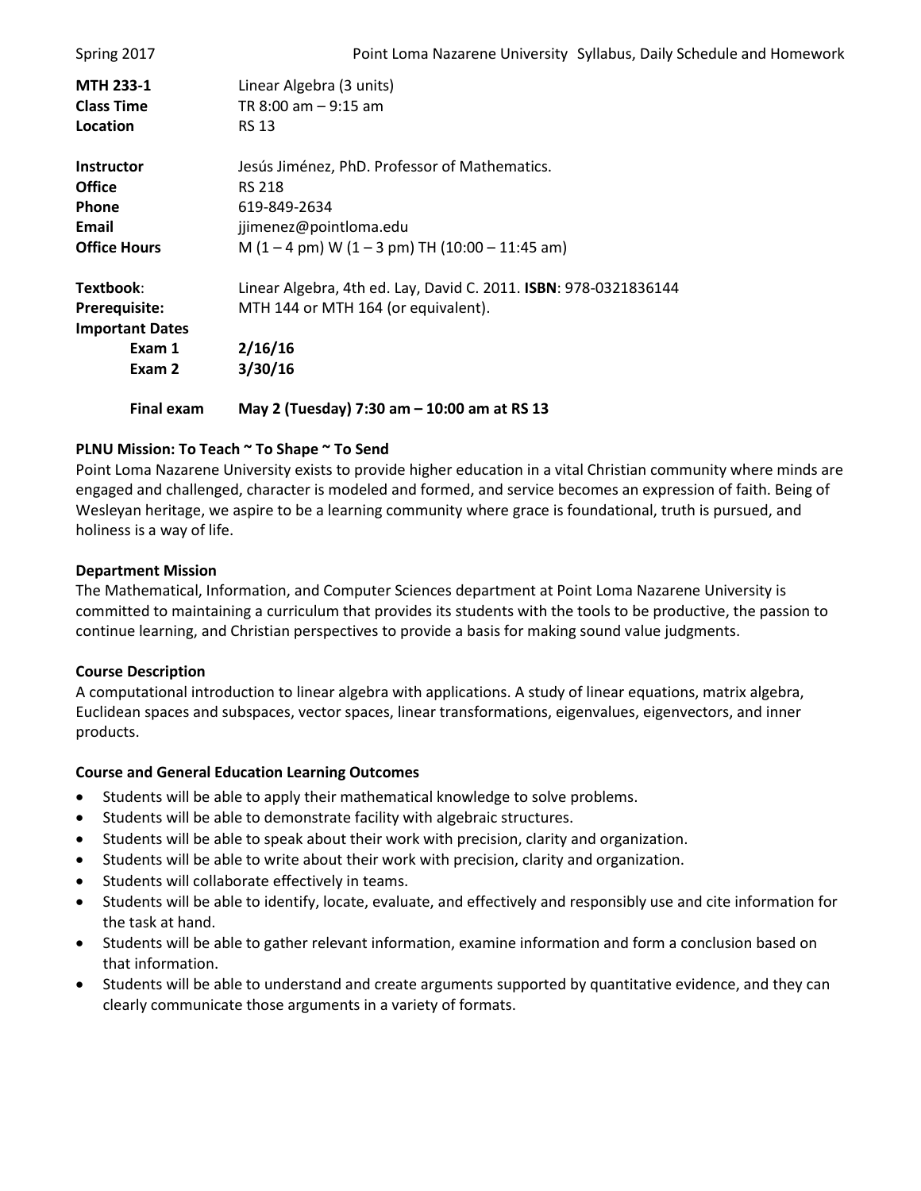| | |
|---|---|
| **MTH 233-1** | Linear Algebra (3 units) |
| **Class Time** | TR 8:00 am – 9:15 am |
| **Location** | RS 13 |
| | |
| **Instructor** | Jesús Jiménez, PhD. Professor of Mathematics. |
| **Office** | RS 218 |
| **Phone** | 619-849-2634 |
| **Email** | jjimenez@pointloma.edu |
| **Office Hours** | M (1 – 4 pm) W (1 – 3 pm) TH (10:00 – 11:45 am) |
| | |
| **Textbook**: | Linear Algebra, 4th ed. Lay, David C. 2011. **ISBN**: 978-0321836144 |
| **Prerequisite:** | MTH 144 or MTH 164 (or equivalent). |
| **Important Dates** | |
| **Exam 1** | **2/16/16** |
| **Exam 2** | **3/30/16** |
| | |
| **Final exam** | **May 2 (Tuesday) 7:30 am – 10:00 am at RS 13** |

**PLNU Mission: To Teach ~ To Shape ~ To Send**

Point Loma Nazarene University exists to provide higher education in a vital Christian community where minds are engaged and challenged, character is modeled and formed, and service becomes an expression of faith. Being of Wesleyan heritage, we aspire to be a learning community where grace is foundational, truth is pursued, and holiness is a way of life.

**Department Mission**

The Mathematical, Information, and Computer Sciences department at Point Loma Nazarene University is committed to maintaining a curriculum that provides its students with the tools to be productive, the passion to continue learning, and Christian perspectives to provide a basis for making sound value judgments.

**Course Description**

A computational introduction to linear algebra with applications. A study of linear equations, matrix algebra, Euclidean spaces and subspaces, vector spaces, linear transformations, eigenvalues, eigenvectors, and inner products.

**Course and General Education Learning Outcomes**

- Students will be able to apply their mathematical knowledge to solve problems.
- Students will be able to demonstrate facility with algebraic structures.
- Students will be able to speak about their work with precision, clarity and organization.
- Students will be able to write about their work with precision, clarity and organization.
- Students will collaborate effectively in teams.
- Students will be able to identify, locate, evaluate, and effectively and responsibly use and cite information for the task at hand.
- Students will be able to gather relevant information, examine information and form a conclusion based on that information.
- Students will be able to understand and create arguments supported by quantitative evidence, and they can clearly communicate those arguments in a variety of formats.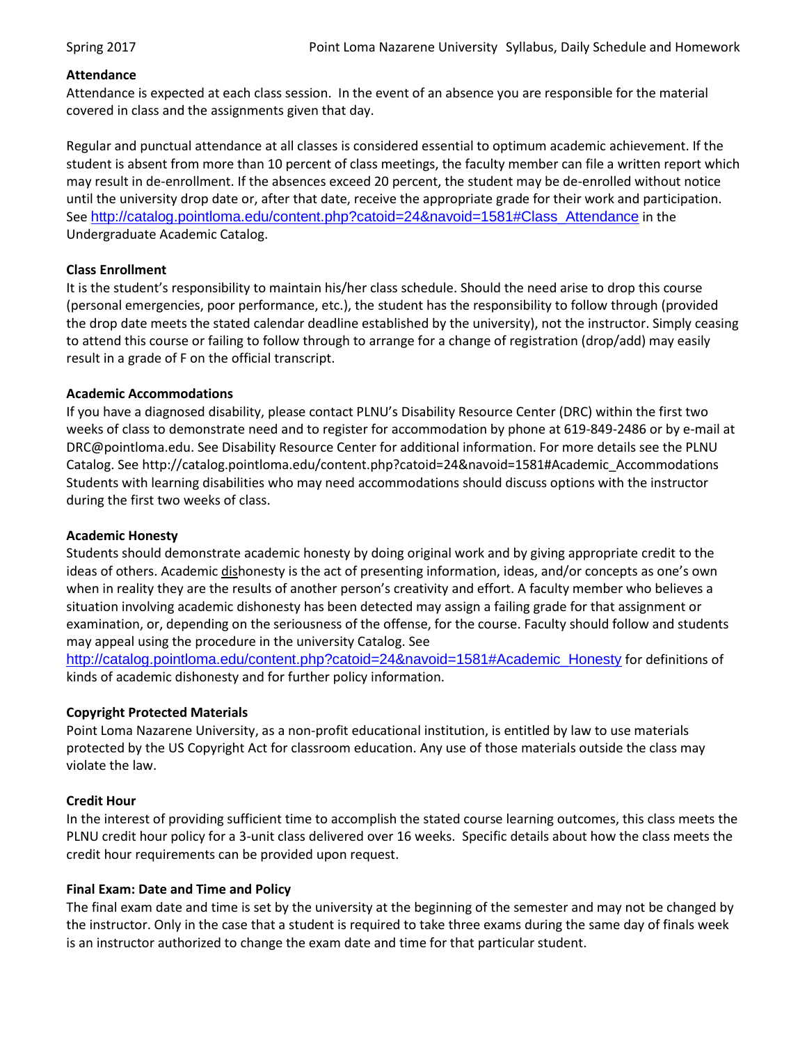### Attendance

Attendance is expected at each class session. In the event of an absence you are responsible for the material covered in class and the assignments given that day.

Regular and punctual attendance at all classes is considered essential to optimum academic achievement. If the student is absent from more than 10 percent of class meetings, the faculty member can file a written report which may result in de-enrollment. If the absences exceed 20 percent, the student may be de-enrolled without notice until the university drop date or, after that date, receive the appropriate grade for their work and participation. See http://catalog.pointloma.edu/content.php?catoid=24&navoid=1581#Class_Attendance in the Undergraduate Academic Catalog.

### Class Enrollment

It is the student's responsibility to maintain his/her class schedule. Should the need arise to drop this course (personal emergencies, poor performance, etc.), the student has the responsibility to follow through (provided the drop date meets the stated calendar deadline established by the university), not the instructor. Simply ceasing to attend this course or failing to follow through to arrange for a change of registration (drop/add) may easily result in a grade of F on the official transcript.

### Academic Accommodations

If you have a diagnosed disability, please contact PLNU's Disability Resource Center (DRC) within the first two weeks of class to demonstrate need and to register for accommodation by phone at 619-849-2486 or by e-mail at DRC@pointloma.edu. See Disability Resource Center for additional information. For more details see the PLNU Catalog. See http://catalog.pointloma.edu/content.php?catoid=24&navoid=1581#Academic_Accommodations Students with learning disabilities who may need accommodations should discuss options with the instructor during the first two weeks of class.

### Academic Honesty

Students should demonstrate academic honesty by doing original work and by giving appropriate credit to the ideas of others. Academic dishonesty is the act of presenting information, ideas, and/or concepts as one's own when in reality they are the results of another person's creativity and effort. A faculty member who believes a situation involving academic dishonesty has been detected may assign a failing grade for that assignment or examination, or, depending on the seriousness of the offense, for the course. Faculty should follow and students may appeal using the procedure in the university Catalog. See http://catalog.pointloma.edu/content.php?catoid=24&navoid=1581#Academic_Honesty for definitions of kinds of academic dishonesty and for further policy information.

### Copyright Protected Materials

Point Loma Nazarene University, as a non-profit educational institution, is entitled by law to use materials protected by the US Copyright Act for classroom education. Any use of those materials outside the class may violate the law.

### Credit Hour

In the interest of providing sufficient time to accomplish the stated course learning outcomes, this class meets the PLNU credit hour policy for a 3-unit class delivered over 16 weeks. Specific details about how the class meets the credit hour requirements can be provided upon request.

### Final Exam: Date and Time and Policy

The final exam date and time is set by the university at the beginning of the semester and may not be changed by the instructor. Only in the case that a student is required to take three exams during the same day of finals week is an instructor authorized to change the exam date and time for that particular student.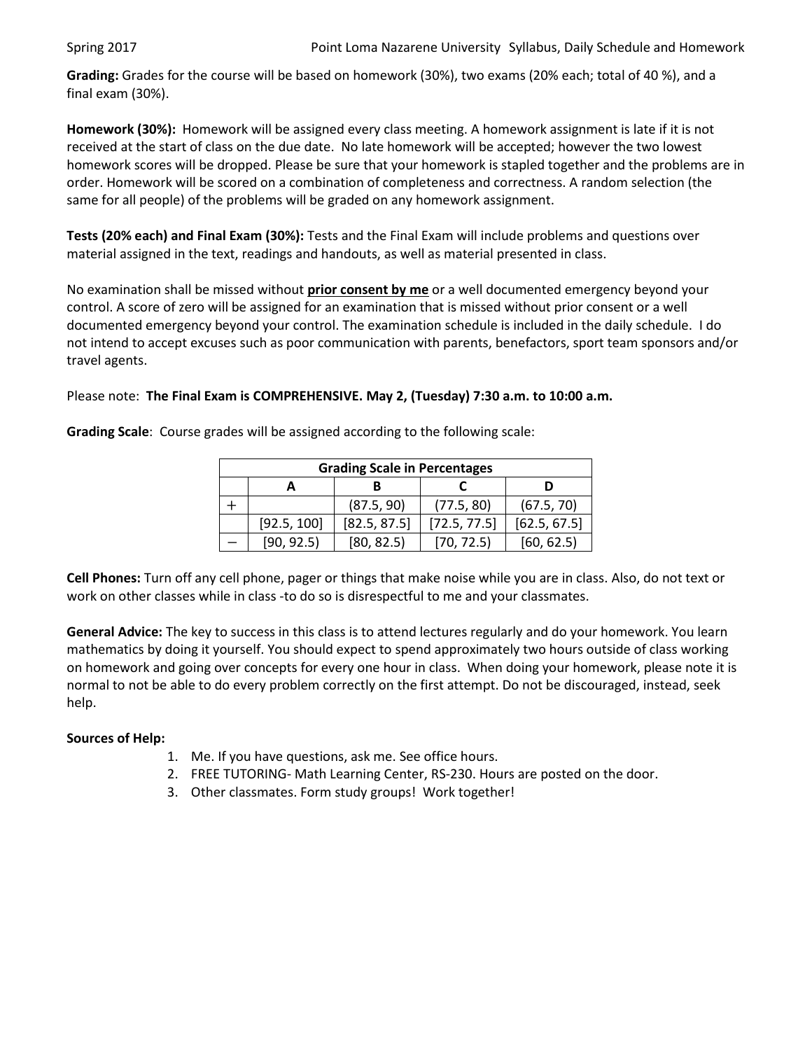**Grading:** Grades for the course will be based on homework (30%), two exams (20% each; total of 40 %), and a final exam (30%).

**Homework (30%):** Homework will be assigned every class meeting. A homework assignment is late if it is not received at the start of class on the due date. No late homework will be accepted; however the two lowest homework scores will be dropped. Please be sure that your homework is stapled together and the problems are in order. Homework will be scored on a combination of completeness and correctness. A random selection (the same for all people) of the problems will be graded on any homework assignment.

**Tests (20% each) and Final Exam (30%):** Tests and the Final Exam will include problems and questions over material assigned in the text, readings and handouts, as well as material presented in class.

No examination shall be missed without **prior consent by me** or a well documented emergency beyond your control. A score of zero will be assigned for an examination that is missed without prior consent or a well documented emergency beyond your control. The examination schedule is included in the daily schedule. I do not intend to accept excuses such as poor communication with parents, benefactors, sport team sponsors and/or travel agents.

Please note: **The Final Exam is COMPREHENSIVE. May 2, (Tuesday) 7:30 a.m. to 10:00 a.m.**

**Grading Scale**: Course grades will be assigned according to the following scale:

| Grading Scale in Percentages | | | | |
|---|---|---|---|---|
| | A | B | C | D |
| + | | (87.5, 90) | (77.5, 80) | (67.5, 70) |
| | [92.5, 100] | [82.5, 87.5] | [72.5, 77.5] | [62.5, 67.5] |
| − | [90, 92.5) | [80, 82.5) | [70, 72.5) | [60, 62.5) |

**Cell Phones:** Turn off any cell phone, pager or things that make noise while you are in class. Also, do not text or work on other classes while in class -to do so is disrespectful to me and your classmates.

**General Advice:** The key to success in this class is to attend lectures regularly and do your homework. You learn mathematics by doing it yourself. You should expect to spend approximately two hours outside of class working on homework and going over concepts for every one hour in class. When doing your homework, please note it is normal to not be able to do every problem correctly on the first attempt. Do not be discouraged, instead, seek help.

**Sources of Help:**

1. Me. If you have questions, ask me. See office hours.
2. FREE TUTORING- Math Learning Center, RS-230. Hours are posted on the door.
3. Other classmates. Form study groups! Work together!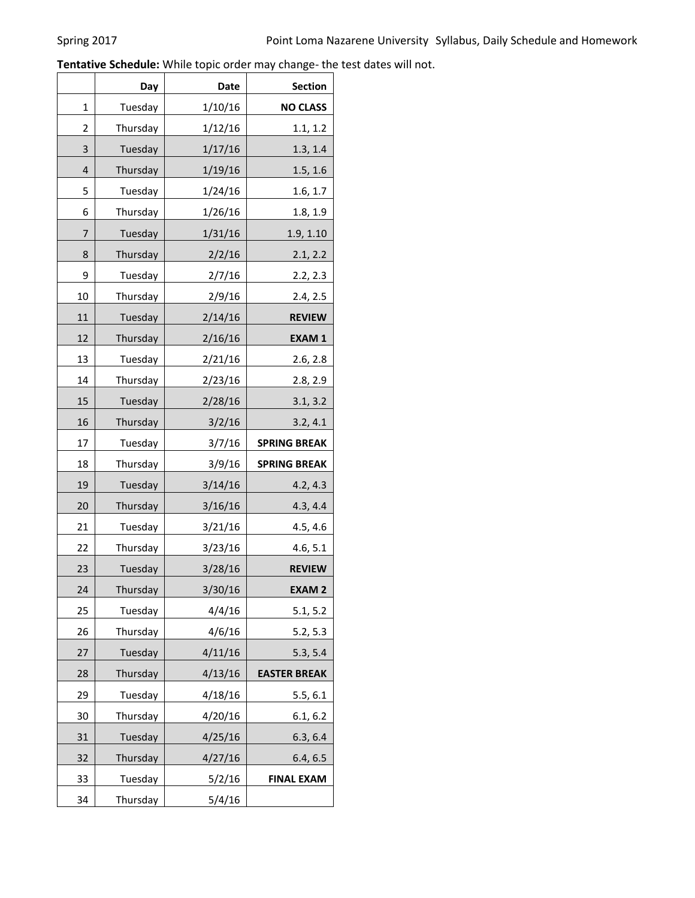**Tentative Schedule:** While topic order may change- the test dates will not.

| | Day | Date | Section |
|---|---|---|---|
| 1 | Tuesday | 1/10/16 | **NO CLASS** |
| 2 | Thursday | 1/12/16 | 1.1, 1.2 |
| 3 | Tuesday | 1/17/16 | 1.3, 1.4 |
| 4 | Thursday | 1/19/16 | 1.5, 1.6 |
| 5 | Tuesday | 1/24/16 | 1.6, 1.7 |
| 6 | Thursday | 1/26/16 | 1.8, 1.9 |
| 7 | Tuesday | 1/31/16 | 1.9, 1.10 |
| 8 | Thursday | 2/2/16 | 2.1, 2.2 |
| 9 | Tuesday | 2/7/16 | 2.2, 2.3 |
| 10 | Thursday | 2/9/16 | 2.4, 2.5 |
| 11 | Tuesday | 2/14/16 | **REVIEW** |
| 12 | Thursday | 2/16/16 | **EXAM 1** |
| 13 | Tuesday | 2/21/16 | 2.6, 2.8 |
| 14 | Thursday | 2/23/16 | 2.8, 2.9 |
| 15 | Tuesday | 2/28/16 | 3.1, 3.2 |
| 16 | Thursday | 3/2/16 | 3.2, 4.1 |
| 17 | Tuesday | 3/7/16 | **SPRING BREAK** |
| 18 | Thursday | 3/9/16 | **SPRING BREAK** |
| 19 | Tuesday | 3/14/16 | 4.2, 4.3 |
| 20 | Thursday | 3/16/16 | 4.3, 4.4 |
| 21 | Tuesday | 3/21/16 | 4.5, 4.6 |
| 22 | Thursday | 3/23/16 | 4.6, 5.1 |
| 23 | Tuesday | 3/28/16 | **REVIEW** |
| 24 | Thursday | 3/30/16 | **EXAM 2** |
| 25 | Tuesday | 4/4/16 | 5.1, 5.2 |
| 26 | Thursday | 4/6/16 | 5.2, 5.3 |
| 27 | Tuesday | 4/11/16 | 5.3, 5.4 |
| 28 | Thursday | 4/13/16 | **EASTER BREAK** |
| 29 | Tuesday | 4/18/16 | 5.5, 6.1 |
| 30 | Thursday | 4/20/16 | 6.1, 6.2 |
| 31 | Tuesday | 4/25/16 | 6.3, 6.4 |
| 32 | Thursday | 4/27/16 | 6.4, 6.5 |
| 33 | Tuesday | 5/2/16 | **FINAL EXAM** |
| 34 | Thursday | 5/4/16 | |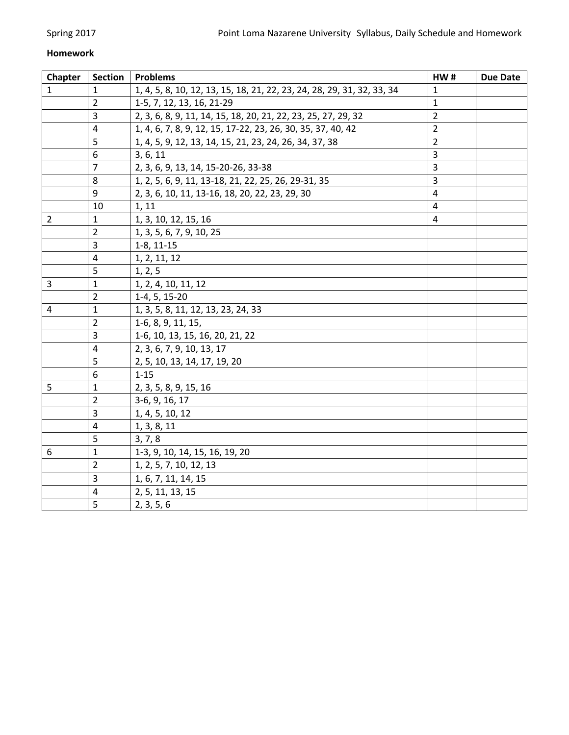**Homework**

| Chapter | Section | Problems | HW # | Due Date |
|---|---|---|---|---|
| 1 | 1 | 1, 4, 5, 8, 10, 12, 13, 15, 18, 21, 22, 23, 24, 28, 29, 31, 32, 33, 34 | 1 | |
| | 2 | 1-5, 7, 12, 13, 16, 21-29 | 1 | |
| | 3 | 2, 3, 6, 8, 9, 11, 14, 15, 18, 20, 21, 22, 23, 25, 27, 29, 32 | 2 | |
| | 4 | 1, 4, 6, 7, 8, 9, 12, 15, 17-22, 23, 26, 30, 35, 37, 40, 42 | 2 | |
| | 5 | 1, 4, 5, 9, 12, 13, 14, 15, 21, 23, 24, 26, 34, 37, 38 | 2 | |
| | 6 | 3, 6, 11 | 3 | |
| | 7 | 2, 3, 6, 9, 13, 14, 15-20-26, 33-38 | 3 | |
| | 8 | 1, 2, 5, 6, 9, 11, 13-18, 21, 22, 25, 26, 29-31, 35 | 3 | |
| | 9 | 2, 3, 6, 10, 11, 13-16, 18, 20, 22, 23, 29, 30 | 4 | |
| | 10 | 1, 11 | 4 | |
| 2 | 1 | 1, 3, 10, 12, 15, 16 | 4 | |
| | 2 | 1, 3, 5, 6, 7, 9, 10, 25 | | |
| | 3 | 1-8, 11-15 | | |
| | 4 | 1, 2, 11, 12 | | |
| | 5 | 1, 2, 5 | | |
| 3 | 1 | 1, 2, 4, 10, 11, 12 | | |
| | 2 | 1-4, 5, 15-20 | | |
| 4 | 1 | 1, 3, 5, 8, 11, 12, 13, 23, 24, 33 | | |
| | 2 | 1-6, 8, 9, 11, 15, | | |
| | 3 | 1-6, 10, 13, 15, 16, 20, 21, 22 | | |
| | 4 | 2, 3, 6, 7, 9, 10, 13, 17 | | |
| | 5 | 2, 5, 10, 13, 14, 17, 19, 20 | | |
| | 6 | 1-15 | | |
| 5 | 1 | 2, 3, 5, 8, 9, 15, 16 | | |
| | 2 | 3-6, 9, 16, 17 | | |
| | 3 | 1, 4, 5, 10, 12 | | |
| | 4 | 1, 3, 8, 11 | | |
| | 5 | 3, 7, 8 | | |
| 6 | 1 | 1-3, 9, 10, 14, 15, 16, 19, 20 | | |
| | 2 | 1, 2, 5, 7, 10, 12, 13 | | |
| | 3 | 1, 6, 7, 11, 14, 15 | | |
| | 4 | 2, 5, 11, 13, 15 | | |
| | 5 | 2, 3, 5, 6 | | |